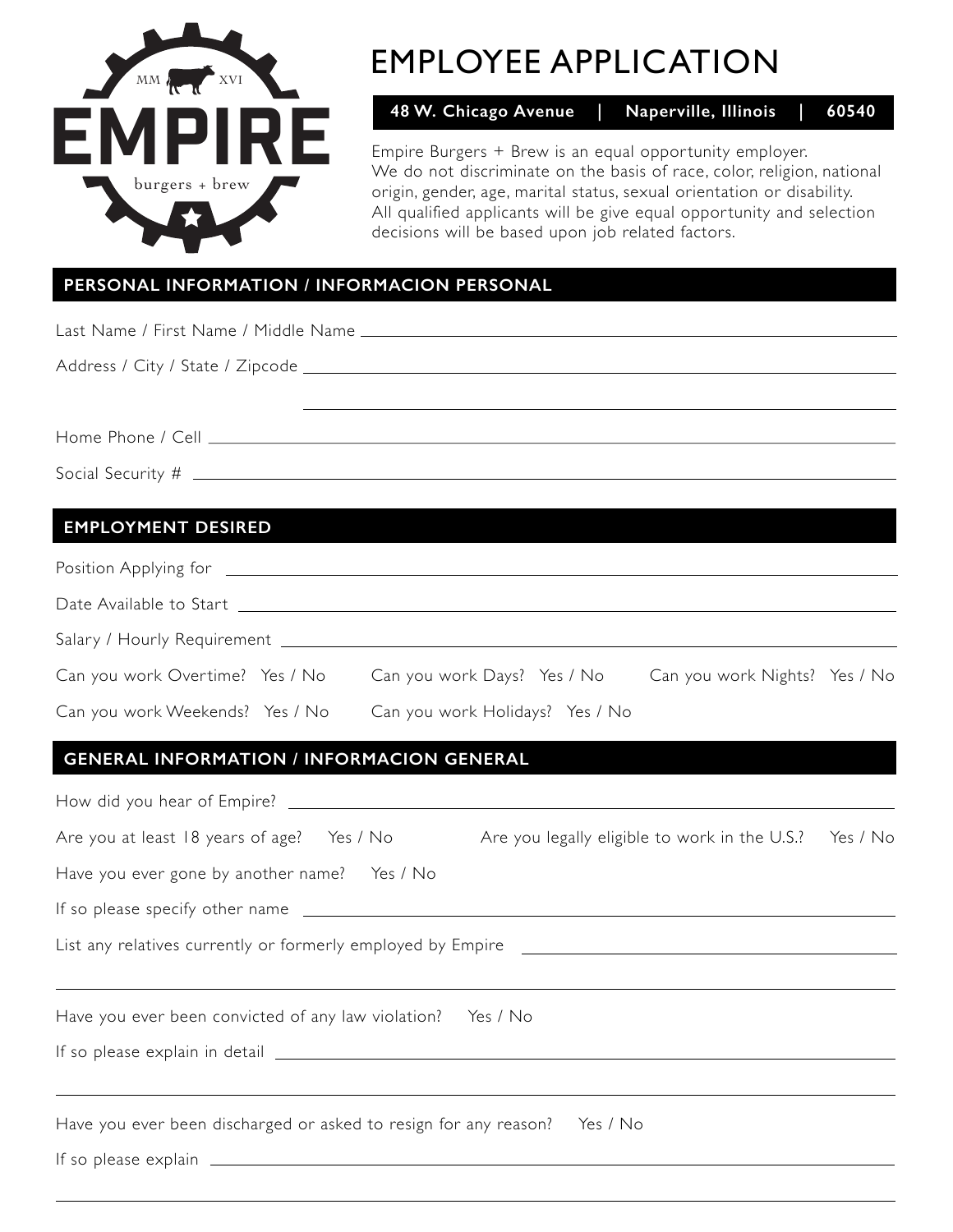MM XVI

# EMPIRE

burgers + brew

# EMPLOYEE APPLICATION

**48 W. Chicago Avenue | Naperville, Illinois | 60540**

Empire Burgers + Brew is an equal opportunity employer. We do not discriminate on the basis of race, color, religion, national origin, gender, age, marital status, sexual orientation or disability. All qualified applicants will be give equal opportunity and selection decisions will be based upon job related factors.

## PERSONAL INFORMATION / INFORMACION PERSONAL

Last Name / First Name / Middle Name ______________________________

Address / City / State / Zipcode ______________________________

______________________________

Home Phone / Cell ______________________________

Social Security # ______________________________

## EMPLOYMENT DESIRED

Position Applying for ______________________________

Date Available to Start ______________________________

Salary / Hourly Requirement ______________________________

Can you work Overtime? Yes / No     Can you work Days? Yes / No     Can you work Nights? Yes / No

Can you work Weekends? Yes / No     Can you work Holidays? Yes / No

## GENERAL INFORMATION / INFORMACION GENERAL

How did you hear of Empire? ______________________________

Are you at least 18 years of age? Yes / No     Are you legally eligible to work in the U.S.? Yes / No

Have you ever gone by another name? Yes / No

If so please specify other name ______________________________

List any relatives currently or formerly employed by Empire ______________________________

______________________________

Have you ever been convicted of any law violation? Yes / No

If so please explain in detail ______________________________

______________________________

Have you ever been discharged or asked to resign for any reason? Yes / No

If so please explain ______________________________

______________________________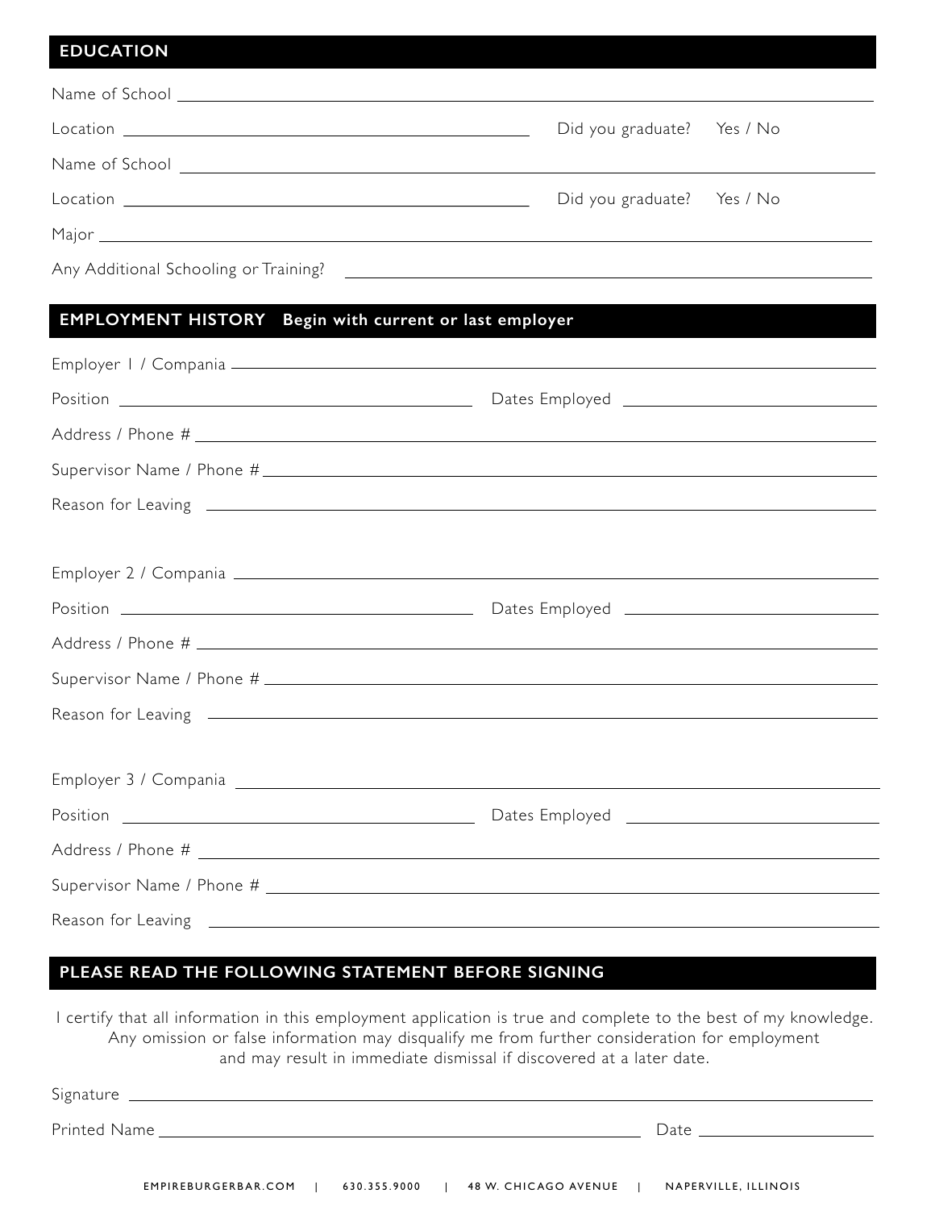## EDUCATION

Name of School \_\_\_\_\_\_\_\_\_\_\_\_\_\_\_\_\_\_\_\_\_\_\_\_\_\_\_\_\_\_\_\_\_\_\_\_\_\_\_\_

Location \_\_\_\_\_\_\_\_\_\_\_\_\_\_\_\_\_\_\_\_\_\_\_\_\_\_\_\_\_\_ Did you graduate? Yes / No

Name of School \_\_\_\_\_\_\_\_\_\_\_\_\_\_\_\_\_\_\_\_\_\_\_\_\_\_\_\_\_\_\_\_\_\_\_\_\_\_\_\_

Location \_\_\_\_\_\_\_\_\_\_\_\_\_\_\_\_\_\_\_\_\_\_\_\_\_\_\_\_\_\_ Did you graduate? Yes / No

Major \_\_\_\_\_\_\_\_\_\_\_\_\_\_\_\_\_\_\_\_\_\_\_\_\_\_\_\_\_\_\_\_\_\_\_\_\_\_\_\_

Any Additional Schooling or Training? \_\_\_\_\_\_\_\_\_\_\_\_\_\_\_\_\_\_\_\_\_\_\_\_\_\_\_\_\_\_

## EMPLOYMENT HISTORY **Begin with current or last employer**

Employer 1 / Compania \_\_\_\_\_\_\_\_\_\_\_\_\_\_\_\_\_\_\_\_\_\_\_\_\_\_\_\_\_\_\_\_\_\_\_\_\_\_\_\_

Position \_\_\_\_\_\_\_\_\_\_\_\_\_\_\_\_\_\_\_\_\_\_\_\_\_\_\_\_\_\_ Dates Employed \_\_\_\_\_\_\_\_\_\_\_\_\_\_\_\_\_\_\_\_

Address / Phone # \_\_\_\_\_\_\_\_\_\_\_\_\_\_\_\_\_\_\_\_\_\_\_\_\_\_\_\_\_\_\_\_\_\_\_\_\_\_\_\_

Supervisor Name / Phone # \_\_\_\_\_\_\_\_\_\_\_\_\_\_\_\_\_\_\_\_\_\_\_\_\_\_\_\_\_\_\_\_\_\_\_\_\_\_\_\_

Reason for Leaving \_\_\_\_\_\_\_\_\_\_\_\_\_\_\_\_\_\_\_\_\_\_\_\_\_\_\_\_\_\_\_\_\_\_\_\_\_\_\_\_

Employer 2 / Compania \_\_\_\_\_\_\_\_\_\_\_\_\_\_\_\_\_\_\_\_\_\_\_\_\_\_\_\_\_\_\_\_\_\_\_\_\_\_\_\_

Position \_\_\_\_\_\_\_\_\_\_\_\_\_\_\_\_\_\_\_\_\_\_\_\_\_\_\_\_\_\_ Dates Employed \_\_\_\_\_\_\_\_\_\_\_\_\_\_\_\_\_\_\_\_

Address / Phone # \_\_\_\_\_\_\_\_\_\_\_\_\_\_\_\_\_\_\_\_\_\_\_\_\_\_\_\_\_\_\_\_\_\_\_\_\_\_\_\_

Supervisor Name / Phone # \_\_\_\_\_\_\_\_\_\_\_\_\_\_\_\_\_\_\_\_\_\_\_\_\_\_\_\_\_\_\_\_\_\_\_\_\_\_\_\_

Reason for Leaving \_\_\_\_\_\_\_\_\_\_\_\_\_\_\_\_\_\_\_\_\_\_\_\_\_\_\_\_\_\_\_\_\_\_\_\_\_\_\_\_

Employer 3 / Compania \_\_\_\_\_\_\_\_\_\_\_\_\_\_\_\_\_\_\_\_\_\_\_\_\_\_\_\_\_\_\_\_\_\_\_\_\_\_\_\_

Position \_\_\_\_\_\_\_\_\_\_\_\_\_\_\_\_\_\_\_\_\_\_\_\_\_\_\_\_\_\_ Dates Employed \_\_\_\_\_\_\_\_\_\_\_\_\_\_\_\_\_\_\_\_

Address / Phone # \_\_\_\_\_\_\_\_\_\_\_\_\_\_\_\_\_\_\_\_\_\_\_\_\_\_\_\_\_\_\_\_\_\_\_\_\_\_\_\_

Supervisor Name / Phone # \_\_\_\_\_\_\_\_\_\_\_\_\_\_\_\_\_\_\_\_\_\_\_\_\_\_\_\_\_\_\_\_\_\_\_\_\_\_\_\_

Reason for Leaving \_\_\_\_\_\_\_\_\_\_\_\_\_\_\_\_\_\_\_\_\_\_\_\_\_\_\_\_\_\_\_\_\_\_\_\_\_\_\_\_

## PLEASE READ THE FOLLOWING STATEMENT BEFORE SIGNING

I certify that all information in this employment application is true and complete to the best of my knowledge. Any omission or false information may disqualify me from further consideration for employment and may result in immediate dismissal if discovered at a later date.

Signature \_\_\_\_\_\_\_\_\_\_\_\_\_\_\_\_\_\_\_\_\_\_\_\_\_\_\_\_\_\_\_\_\_\_\_\_\_\_\_\_

Printed Name \_\_\_\_\_\_\_\_\_\_\_\_\_\_\_\_\_\_\_\_\_\_\_\_\_\_\_\_\_\_ Date \_\_\_\_\_\_\_\_\_\_\_\_\_\_\_\_\_\_\_\_

EMPIREBURGERBAR.COM | 630.355.9000 | 48 W. CHICAGO AVENUE | NAPERVILLE, ILLINOIS